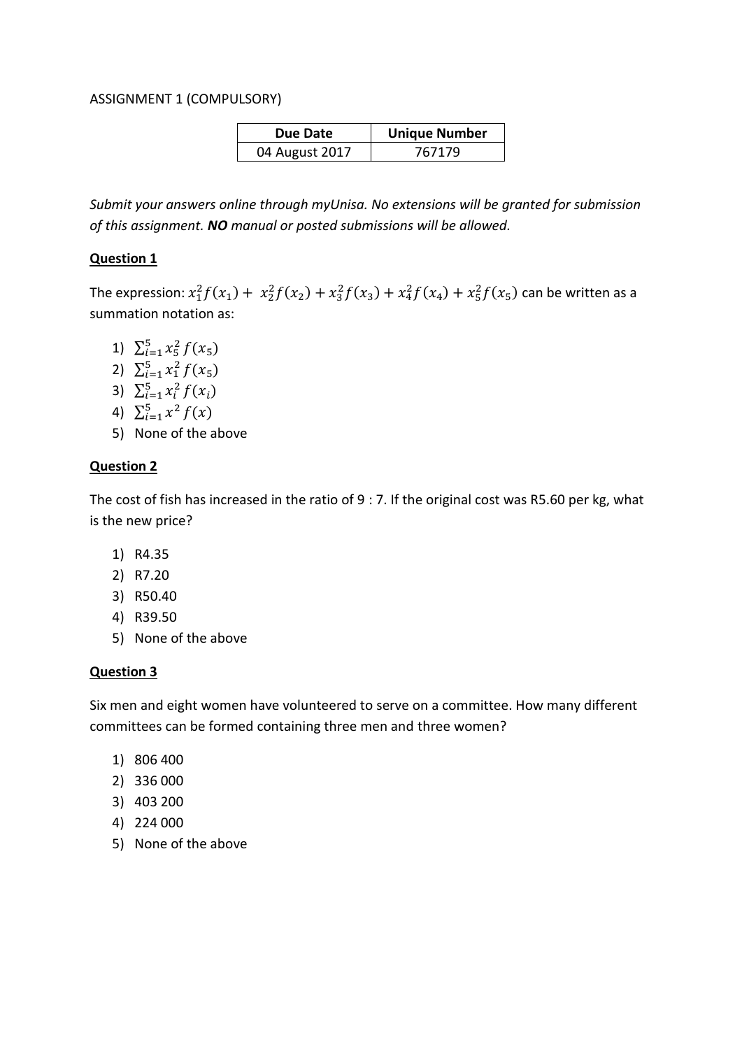ASSIGNMENT 1 (COMPULSORY)

| Due Date | Unique Number |
| --- | --- |
| 04 August 2017 | 767179 |

*Submit your answers online through myUnisa. No extensions will be granted for submission of this assignment.* ***NO*** *manual or posted submissions will be allowed.*

## Question 1

The expression: $x_1^2 f(x_1) + x_2^2 f(x_2) + x_3^2 f(x_3) + x_4^2 f(x_4) + x_5^2 f(x_5)$ can be written as a summation notation as:

1) $\sum_{i=1}^{5} x_5^2 \, f(x_5)$
2) $\sum_{i=1}^{5} x_1^2 \, f(x_5)$
3) $\sum_{i=1}^{5} x_i^2 \, f(x_i)$
4) $\sum_{i=1}^{5} x^2 \, f(x)$
5) None of the above

## Question 2

The cost of fish has increased in the ratio of 9 : 7. If the original cost was R5.60 per kg, what is the new price?

1) R4.35
2) R7.20
3) R50.40
4) R39.50
5) None of the above

## Question 3

Six men and eight women have volunteered to serve on a committee. How many different committees can be formed containing three men and three women?

1) 806 400
2) 336 000
3) 403 200
4) 224 000
5) None of the above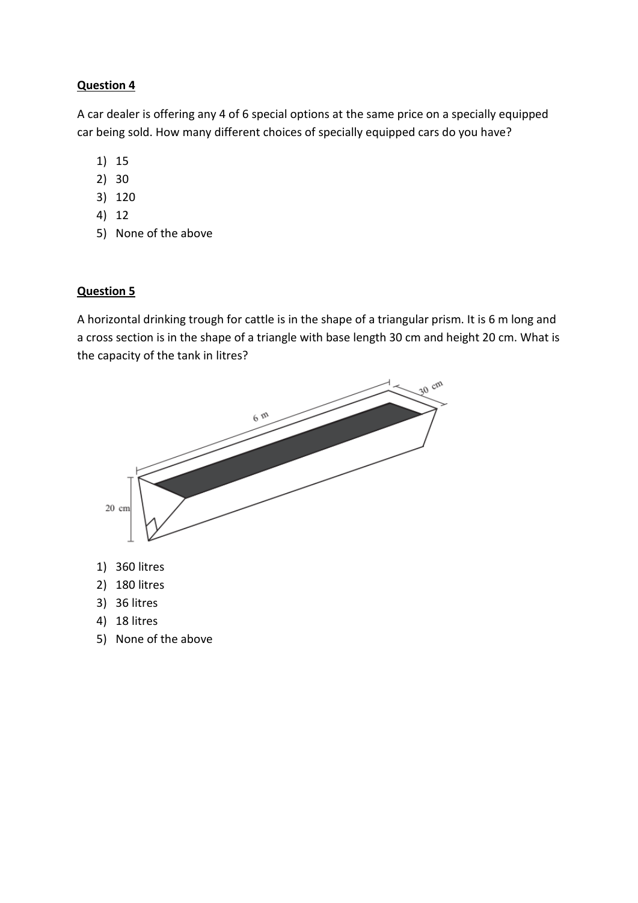**Question 4**

A car dealer is offering any 4 of 6 special options at the same price on a specially equipped car being sold. How many different choices of specially equipped cars do you have?

1) 15
2) 30
3) 120
4) 12
5) None of the above

**Question 5**

A horizontal drinking trough for cattle is in the shape of a triangular prism. It is 6 m long and a cross section is in the shape of a triangle with base length 30 cm and height 20 cm. What is the capacity of the tank in litres?

1) 360 litres
2) 180 litres
3) 36 litres
4) 18 litres
5) None of the above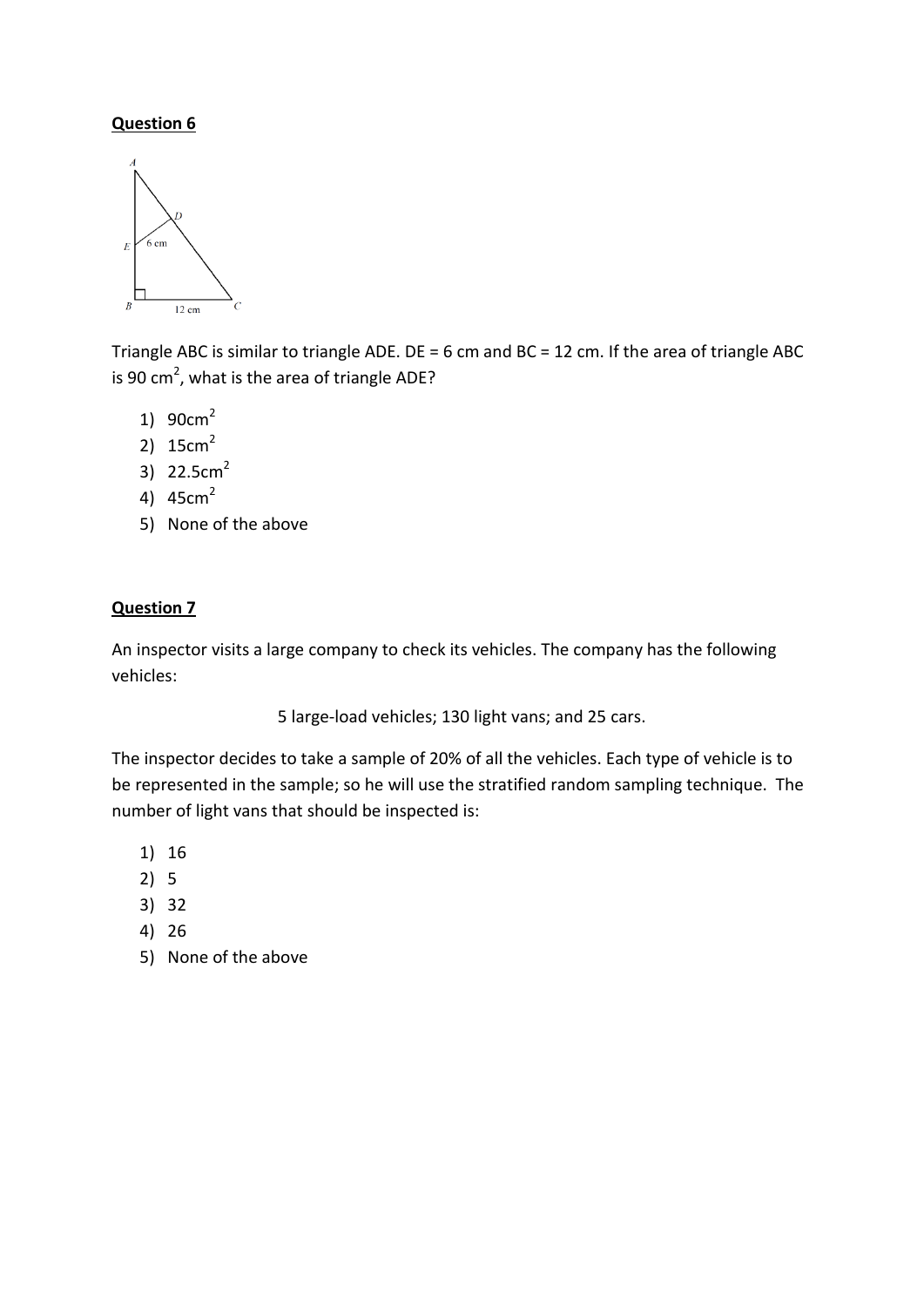**Question 6**

Triangle ABC is similar to triangle ADE. DE = 6 cm and BC = 12 cm. If the area of triangle ABC is 90 cm$^2$, what is the area of triangle ADE?

1) 90cm$^2$
2) 15cm$^2$
3) 22.5cm$^2$
4) 45cm$^2$
5) None of the above

**Question 7**

An inspector visits a large company to check its vehicles. The company has the following vehicles:

5 large-load vehicles; 130 light vans; and 25 cars.

The inspector decides to take a sample of 20% of all the vehicles. Each type of vehicle is to be represented in the sample; so he will use the stratified random sampling technique. The number of light vans that should be inspected is:

1) 16
2) 5
3) 32
4) 26
5) None of the above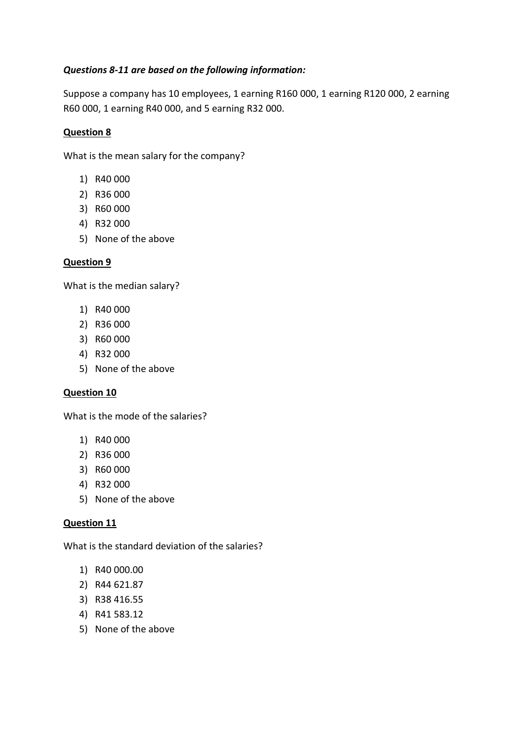***Questions 8-11 are based on the following information:***

Suppose a company has 10 employees, 1 earning R160 000, 1 earning R120 000, 2 earning R60 000, 1 earning R40 000, and 5 earning R32 000.

**<u>Question 8</u>**

What is the mean salary for the company?

1) R40 000
2) R36 000
3) R60 000
4) R32 000
5) None of the above

**<u>Question 9</u>**

What is the median salary?

1) R40 000
2) R36 000
3) R60 000
4) R32 000
5) None of the above

**<u>Question 10</u>**

What is the mode of the salaries?

1) R40 000
2) R36 000
3) R60 000
4) R32 000
5) None of the above

**<u>Question 11</u>**

What is the standard deviation of the salaries?

1) R40 000.00
2) R44 621.87
3) R38 416.55
4) R41 583.12
5) None of the above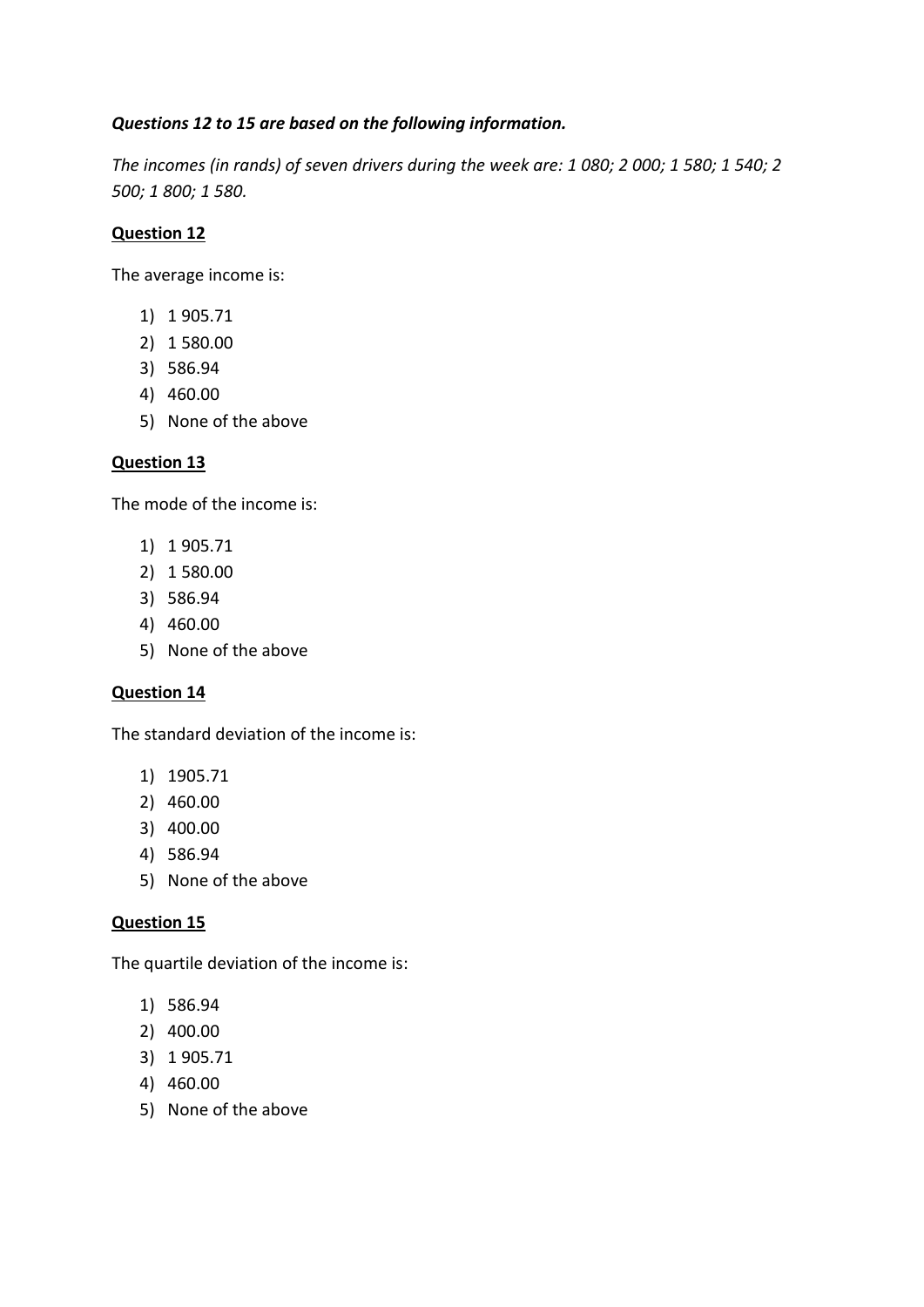***Questions 12 to 15 are based on the following information.***

*The incomes (in rands) of seven drivers during the week are: 1 080; 2 000; 1 580; 1 540; 2 500; 1 800; 1 580.*

**Question 12**

The average income is:

1) 1 905.71
2) 1 580.00
3) 586.94
4) 460.00
5) None of the above

**Question 13**

The mode of the income is:

1) 1 905.71
2) 1 580.00
3) 586.94
4) 460.00
5) None of the above

**Question 14**

The standard deviation of the income is:

1) 1905.71
2) 460.00
3) 400.00
4) 586.94
5) None of the above

**Question 15**

The quartile deviation of the income is:

1) 586.94
2) 400.00
3) 1 905.71
4) 460.00
5) None of the above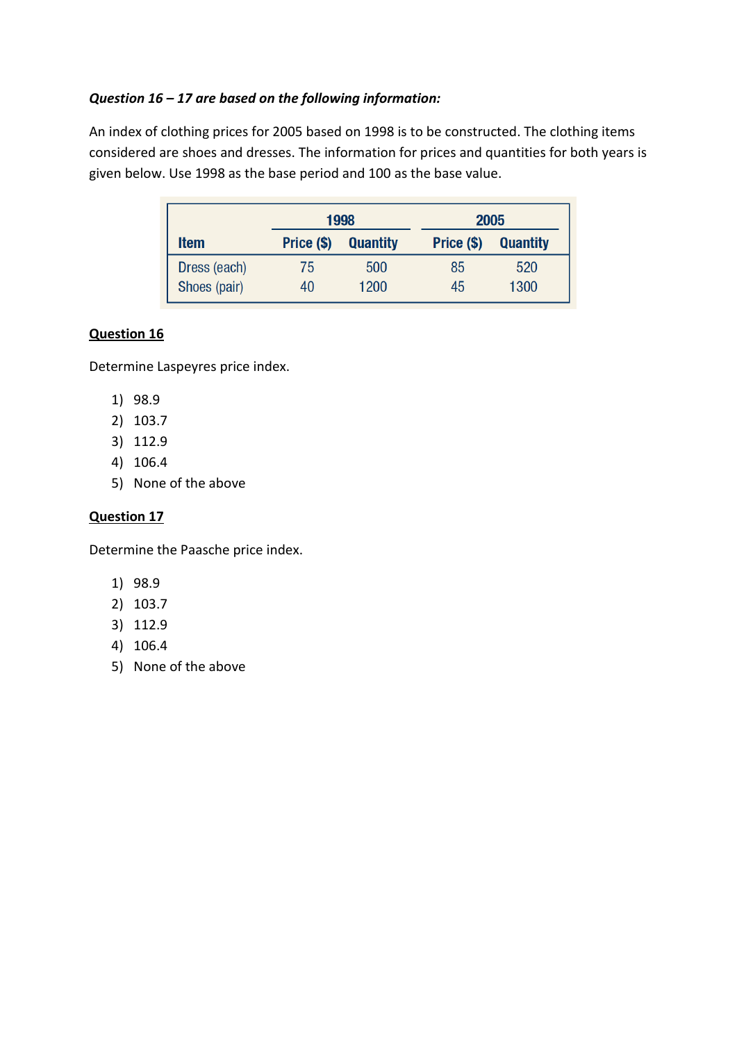***Question 16 – 17 are based on the following information:***

An index of clothing prices for 2005 based on 1998 is to be constructed. The clothing items considered are shoes and dresses. The information for prices and quantities for both years is given below. Use 1998 as the base period and 100 as the base value.

| | 1998 | | 2005 | |
|---|---|---|---|---|
| **Item** | **Price ($)** | **Quantity** | **Price ($)** | **Quantity** |
| Dress (each) | 75 | 500 | 85 | 520 |
| Shoes (pair) | 40 | 1200 | 45 | 1300 |

**<u>Question 16</u>**

Determine Laspeyres price index.

1) 98.9
2) 103.7
3) 112.9
4) 106.4
5) None of the above

**<u>Question 17</u>**

Determine the Paasche price index.

1) 98.9
2) 103.7
3) 112.9
4) 106.4
5) None of the above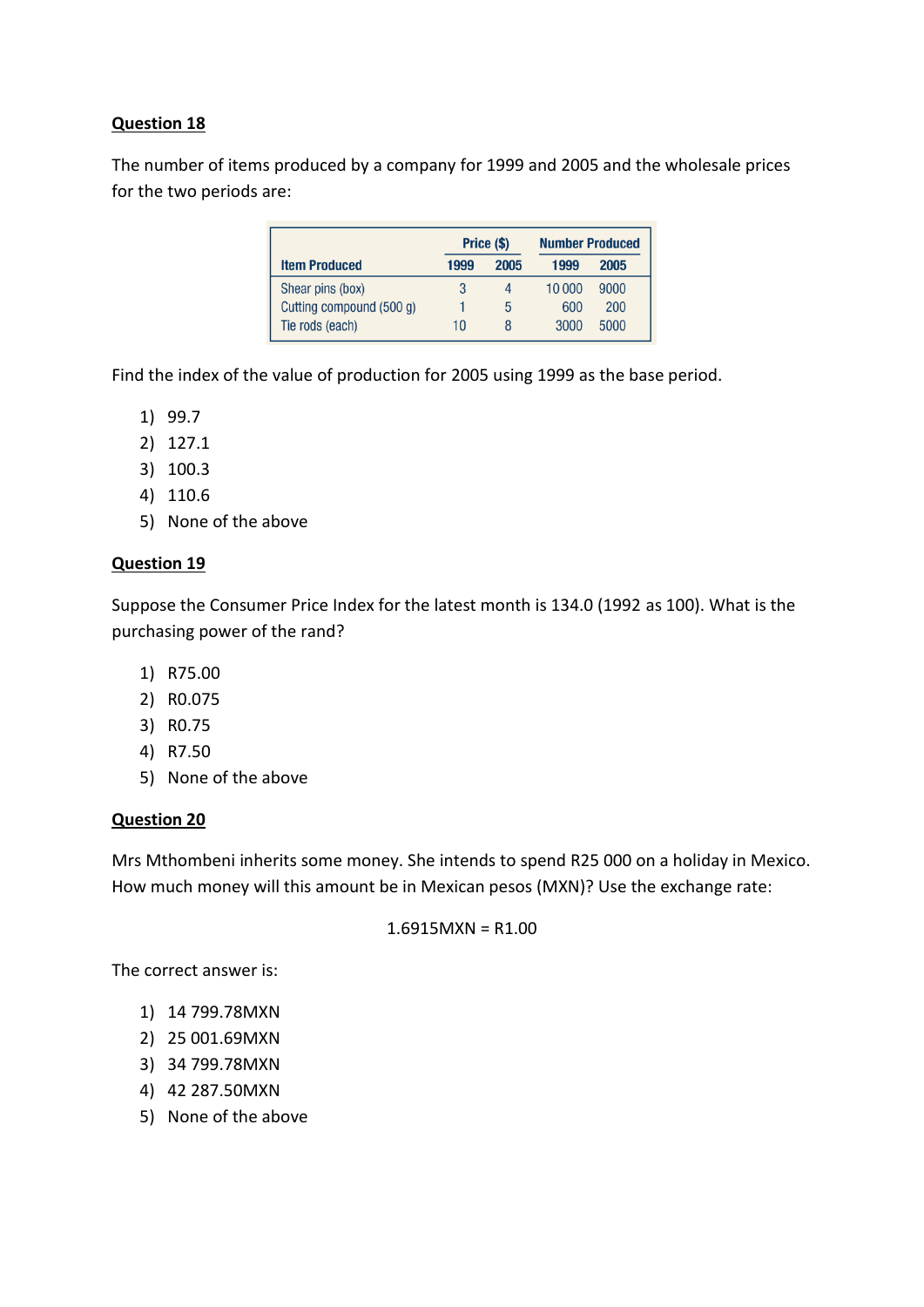**Question 18**

The number of items produced by a company for 1999 and 2005 and the wholesale prices for the two periods are:

| Item Produced | Price ($) | | Number Produced | |
|---|---|---|---|---|
| | 1999 | 2005 | 1999 | 2005 |
| Shear pins (box) | 3 | 4 | 10 000 | 9000 |
| Cutting compound (500 g) | 1 | 5 | 600 | 200 |
| Tie rods (each) | 10 | 8 | 3000 | 5000 |

Find the index of the value of production for 2005 using 1999 as the base period.

1) 99.7
2) 127.1
3) 100.3
4) 110.6
5) None of the above

**Question 19**

Suppose the Consumer Price Index for the latest month is 134.0 (1992 as 100). What is the purchasing power of the rand?

1) R75.00
2) R0.075
3) R0.75
4) R7.50
5) None of the above

**Question 20**

Mrs Mthombeni inherits some money. She intends to spend R25 000 on a holiday in Mexico. How much money will this amount be in Mexican pesos (MXN)? Use the exchange rate:

1.6915MXN = R1.00

The correct answer is:

1) 14 799.78MXN
2) 25 001.69MXN
3) 34 799.78MXN
4) 42 287.50MXN
5) None of the above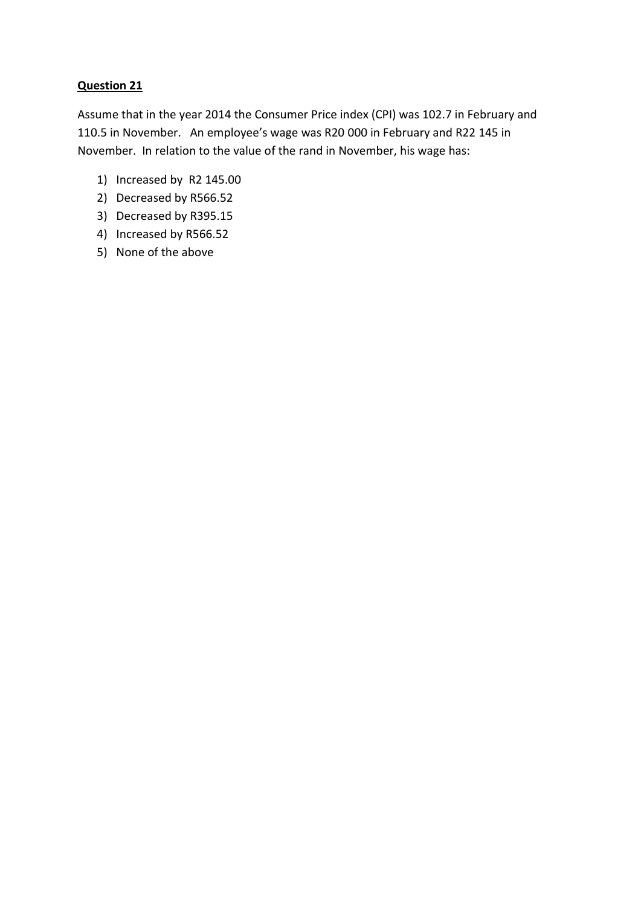**Question 21**

Assume that in the year 2014 the Consumer Price index (CPI) was 102.7 in February and 110.5 in November. An employee's wage was R20 000 in February and R22 145 in November. In relation to the value of the rand in November, his wage has:

1) Increased by R2 145.00
2) Decreased by R566.52
3) Decreased by R395.15
4) Increased by R566.52
5) None of the above